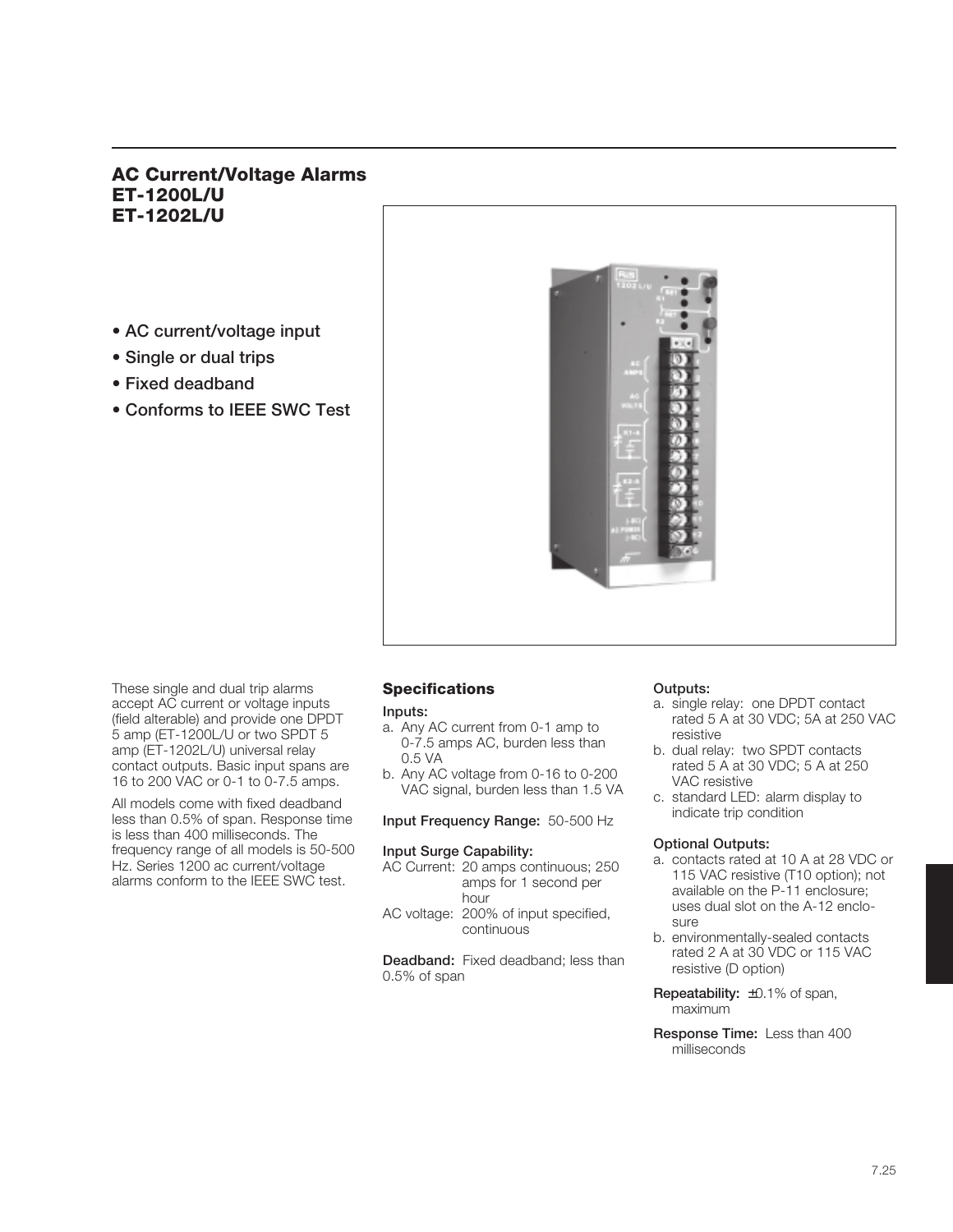# AC Current/Voltage Alarms
# ET-1200L/U
# ET-1202L/U

- AC current/voltage input
- Single or dual trips
- Fixed deadband
- Conforms to IEEE SWC Test

These single and dual trip alarms accept AC current or voltage inputs (field alterable) and provide one DPDT 5 amp (ET-1200L/U or two SPDT 5 amp (ET-1202L/U) universal relay contact outputs. Basic input spans are 16 to 200 VAC or 0-1 to 0-7.5 amps.

All models come with fixed deadband less than 0.5% of span. Response time is less than 400 milliseconds. The frequency range of all models is 50-500 Hz. Series 1200 ac current/voltage alarms conform to the IEEE SWC test.

## Specifications

**Inputs:**

a. Any AC current from 0-1 amp to 0-7.5 amps AC, burden less than 0.5 VA
b. Any AC voltage from 0-16 to 0-200 VAC signal, burden less than 1.5 VA

**Input Frequency Range:** 50-500 Hz

**Input Surge Capability:**

AC Current: 20 amps continuous; 250 amps for 1 second per hour

AC voltage: 200% of input specified, continuous

**Deadband:** Fixed deadband; less than 0.5% of span

**Outputs:**

a. single relay: one DPDT contact rated 5 A at 30 VDC; 5A at 250 VAC resistive
b. dual relay: two SPDT contacts rated 5 A at 30 VDC; 5 A at 250 VAC resistive
c. standard LED: alarm display to indicate trip condition

**Optional Outputs:**

a. contacts rated at 10 A at 28 VDC or 115 VAC resistive (T10 option); not available on the P-11 enclosure; uses dual slot on the A-12 enclosure
b. environmentally-sealed contacts rated 2 A at 30 VDC or 115 VAC resistive (D option)

**Repeatability:** ±0.1% of span, maximum

**Response Time:** Less than 400 milliseconds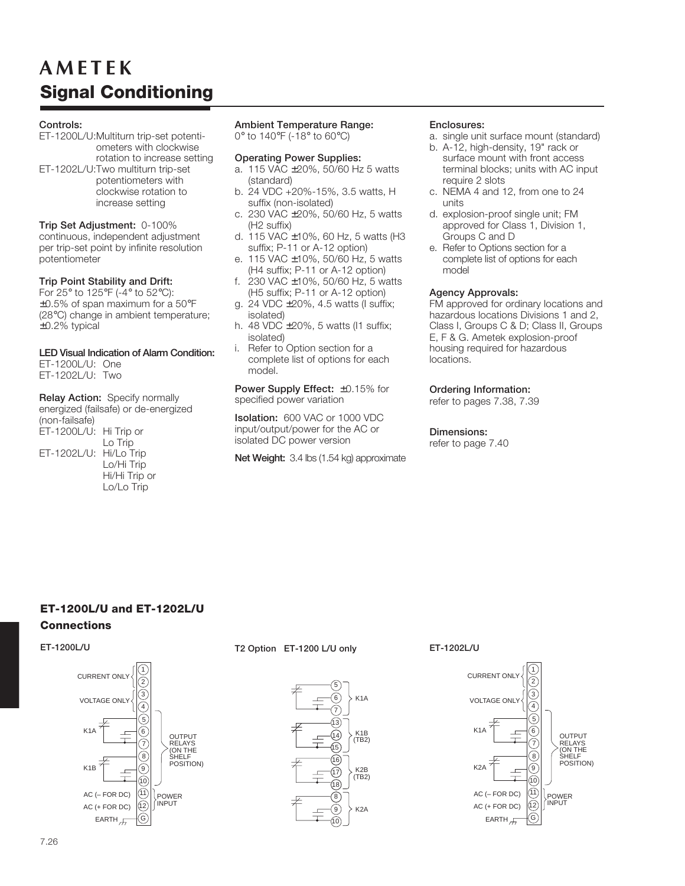**AMETEK**

# Signal Conditioning

**Controls:**
ET-1200L/U: Multiturn trip-set potentiometers with clockwise rotation to increase setting
ET-1202L/U: Two multiturn trip-set potentiometers with clockwise rotation to increase setting

**Trip Set Adjustment:** 0-100% continuous, independent adjustment per trip-set point by infinite resolution potentiometer

**Trip Point Stability and Drift:**
For 25° to 125°F (-4° to 52°C): ±0.5% of span maximum for a 50°F (28°C) change in ambient temperature; ±0.2% typical

**LED Visual Indication of Alarm Condition:**
ET-1200L/U: One
ET-1202L/U: Two

**Relay Action:** Specify normally energized (failsafe) or de-energized (non-failsafe)
ET-1200L/U: Hi Trip or Lo Trip
ET-1202L/U: Hi/Lo Trip, Lo/Hi Trip, Hi/Hi Trip or Lo/Lo Trip

**Ambient Temperature Range:**
0° to 140°F (-18° to 60°C)

**Operating Power Supplies:**

a. 115 VAC ±20%, 50/60 Hz 5 watts (standard)
b. 24 VDC +20%-15%, 3.5 watts, H suffix (non-isolated)
c. 230 VAC ±20%, 50/60 Hz, 5 watts (H2 suffix)
d. 115 VAC ±10%, 60 Hz, 5 watts (H3 suffix; P-11 or A-12 option)
e. 115 VAC ±10%, 50/60 Hz, 5 watts (H4 suffix; P-11 or A-12 option)
f. 230 VAC ±10%, 50/60 Hz, 5 watts (H5 suffix; P-11 or A-12 option)
g. 24 VDC ±20%, 4.5 watts (I suffix; isolated)
h. 48 VDC ±20%, 5 watts (I1 suffix; isolated)
i. Refer to Option section for a complete list of options for each model.

**Power Supply Effect:** ±0.15% for specified power variation

**Isolation:** 600 VAC or 1000 VDC input/output/power for the AC or isolated DC power version

**Net Weight:** 3.4 lbs (1.54 kg) approximate

**Enclosures:**

a. single unit surface mount (standard)
b. A-12, high-density, 19" rack or surface mount with front access terminal blocks; units with AC input require 2 slots
c. NEMA 4 and 12, from one to 24 units
d. explosion-proof single unit; FM approved for Class 1, Division 1, Groups C and D
e. Refer to Options section for a complete list of options for each model

**Agency Approvals:**
FM approved for ordinary locations and hazardous locations Divisions 1 and 2, Class I, Groups C & D; Class II, Groups E, F & G. Ametek explosion-proof housing required for hazardous locations.

**Ordering Information:**
refer to pages 7.38, 7.39

**Dimensions:**
refer to page 7.40

## ET-1200L/U and ET-1202L/U

### Connections

**ET-1200L/U**

CURRENT ONLY 1 2
VOLTAGE ONLY 3 4
K1A 5 6 7
K1B 8 9 10
OUTPUT RELAYS (ON THE SHELF POSITION)
AC (– FOR DC) 11
AC (+ FOR DC) 12
EARTH G
POWER INPUT

**T2 Option ET-1200 L/U only**

5 6 7 K1A
13 14 15 K1B (TB2)
16 17 18 K2B (TB2)
8 9 10 K2A

**ET-1202L/U**

CURRENT ONLY 1 2
VOLTAGE ONLY 3 4
K1A 5 6 7
K2A 8 9 10
OUTPUT RELAYS (ON THE SHELF POSITION)
AC (– FOR DC) 11
AC (+ FOR DC) 12
EARTH G
POWER INPUT